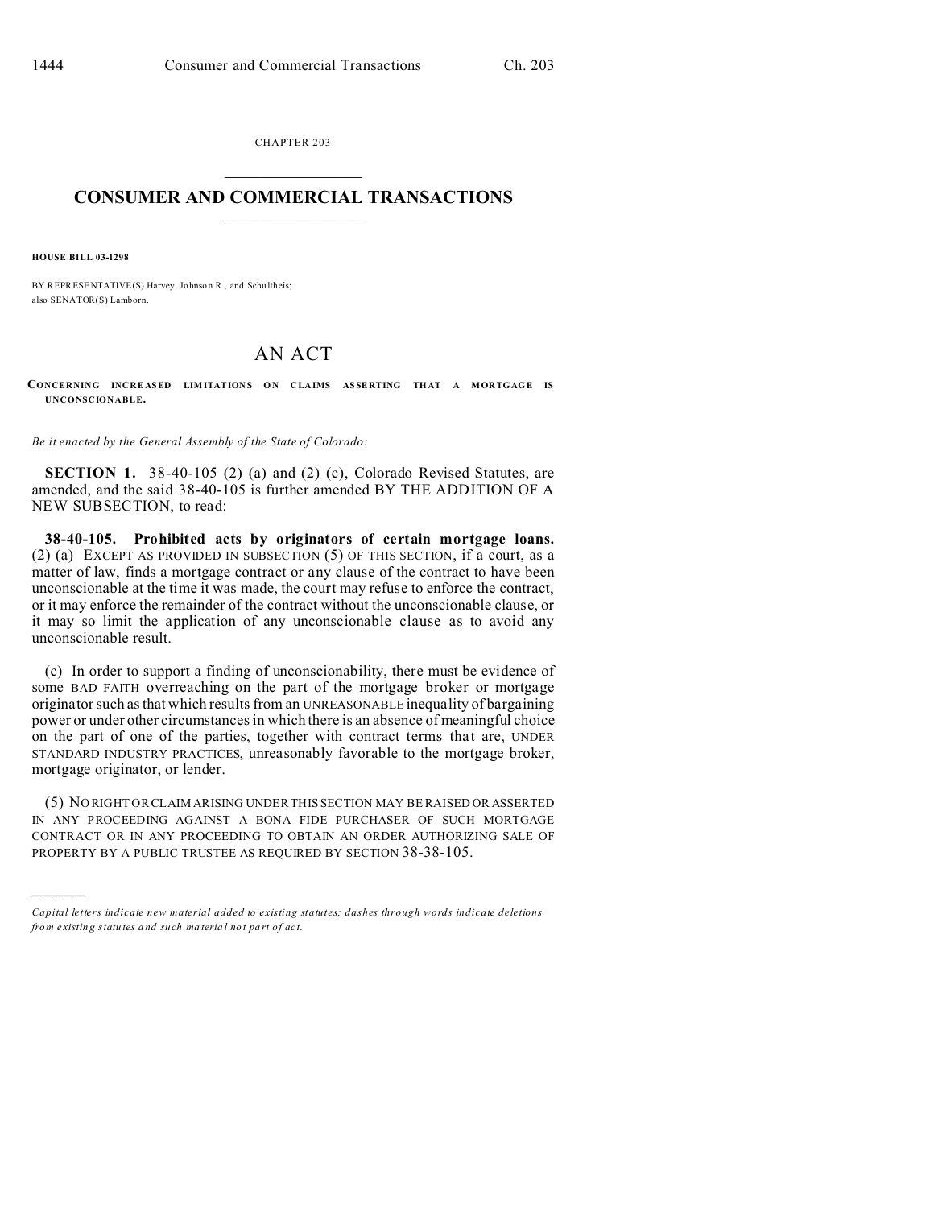CHAPTER 203

# CONSUMER AND COMMERCIAL TRANSACTIONS

**HOUSE BILL 03-1298**

BY REPRESENTATIVE(S) Harvey, Johnson R., and Schultheis;
also SENATOR(S) Lamborn.

# AN ACT

**CONCERNING INCREASED LIMITATIONS ON CLAIMS ASSERTING THAT A MORTGAGE IS UNCONSCIONABLE.**

*Be it enacted by the General Assembly of the State of Colorado:*

**SECTION 1.** 38-40-105 (2) (a) and (2) (c), Colorado Revised Statutes, are amended, and the said 38-40-105 is further amended BY THE ADDITION OF A NEW SUBSECTION, to read:

**38-40-105. Prohibited acts by originators of certain mortgage loans.** (2) (a) EXCEPT AS PROVIDED IN SUBSECTION (5) OF THIS SECTION, if a court, as a matter of law, finds a mortgage contract or any clause of the contract to have been unconscionable at the time it was made, the court may refuse to enforce the contract, or it may enforce the remainder of the contract without the unconscionable clause, or it may so limit the application of any unconscionable clause as to avoid any unconscionable result.

(c) In order to support a finding of unconscionability, there must be evidence of some BAD FAITH overreaching on the part of the mortgage broker or mortgage originator such as that which results from an UNREASONABLE inequality of bargaining power or under other circumstances in which there is an absence of meaningful choice on the part of one of the parties, together with contract terms that are, UNDER STANDARD INDUSTRY PRACTICES, unreasonably favorable to the mortgage broker, mortgage originator, or lender.

(5) NO RIGHT OR CLAIM ARISING UNDER THIS SECTION MAY BE RAISED OR ASSERTED IN ANY PROCEEDING AGAINST A BONA FIDE PURCHASER OF SUCH MORTGAGE CONTRACT OR IN ANY PROCEEDING TO OBTAIN AN ORDER AUTHORIZING SALE OF PROPERTY BY A PUBLIC TRUSTEE AS REQUIRED BY SECTION 38-38-105.

---

*Capital letters indicate new material added to existing statutes; dashes through words indicate deletions from existing statutes and such material not part of act.*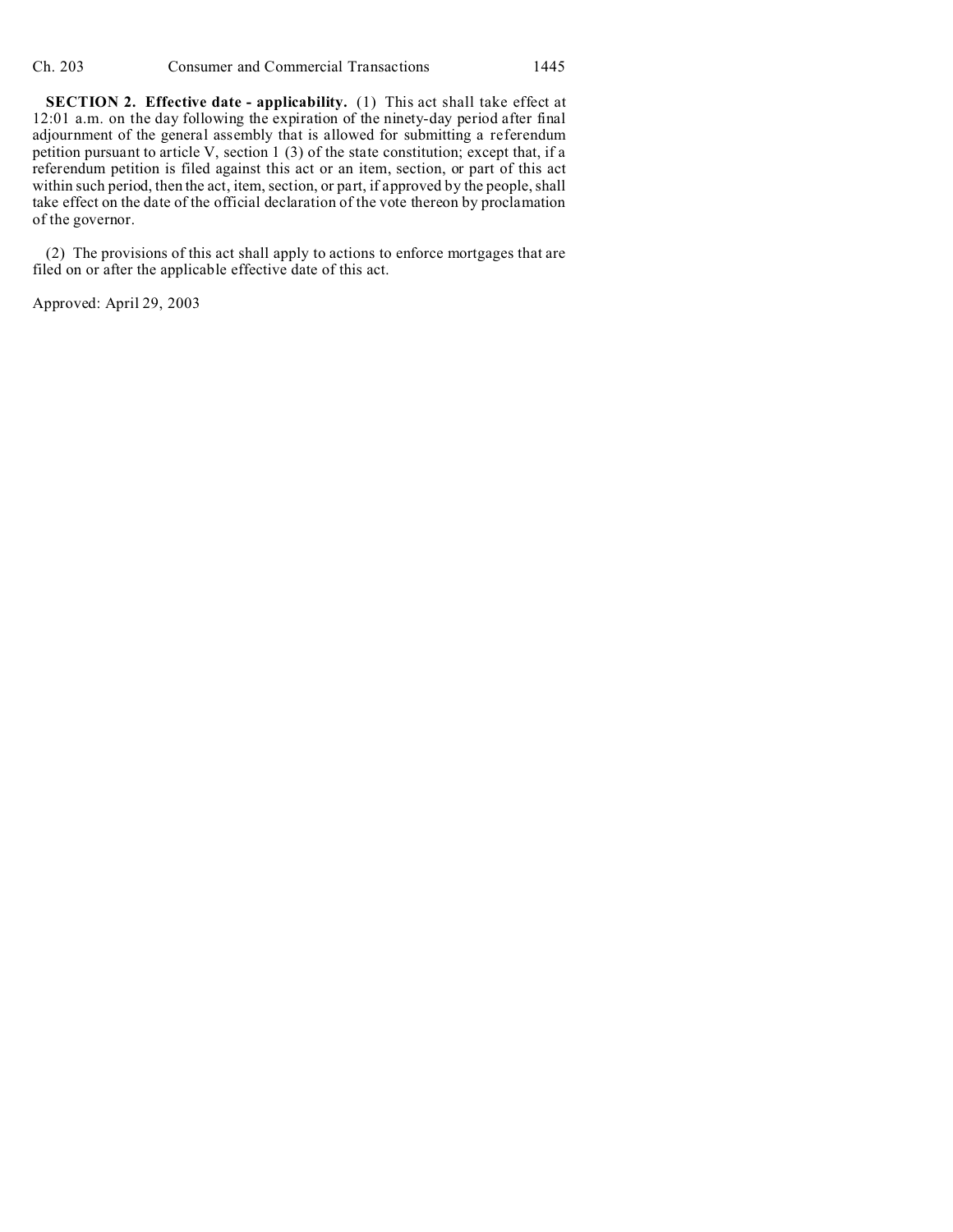**SECTION 2. Effective date - applicability.** (1) This act shall take effect at 12:01 a.m. on the day following the expiration of the ninety-day period after final adjournment of the general assembly that is allowed for submitting a referendum petition pursuant to article V, section 1 (3) of the state constitution; except that, if a referendum petition is filed against this act or an item, section, or part of this act within such period, then the act, item, section, or part, if approved by the people, shall take effect on the date of the official declaration of the vote thereon by proclamation of the governor.

(2) The provisions of this act shall apply to actions to enforce mortgages that are filed on or after the applicable effective date of this act.

Approved: April 29, 2003